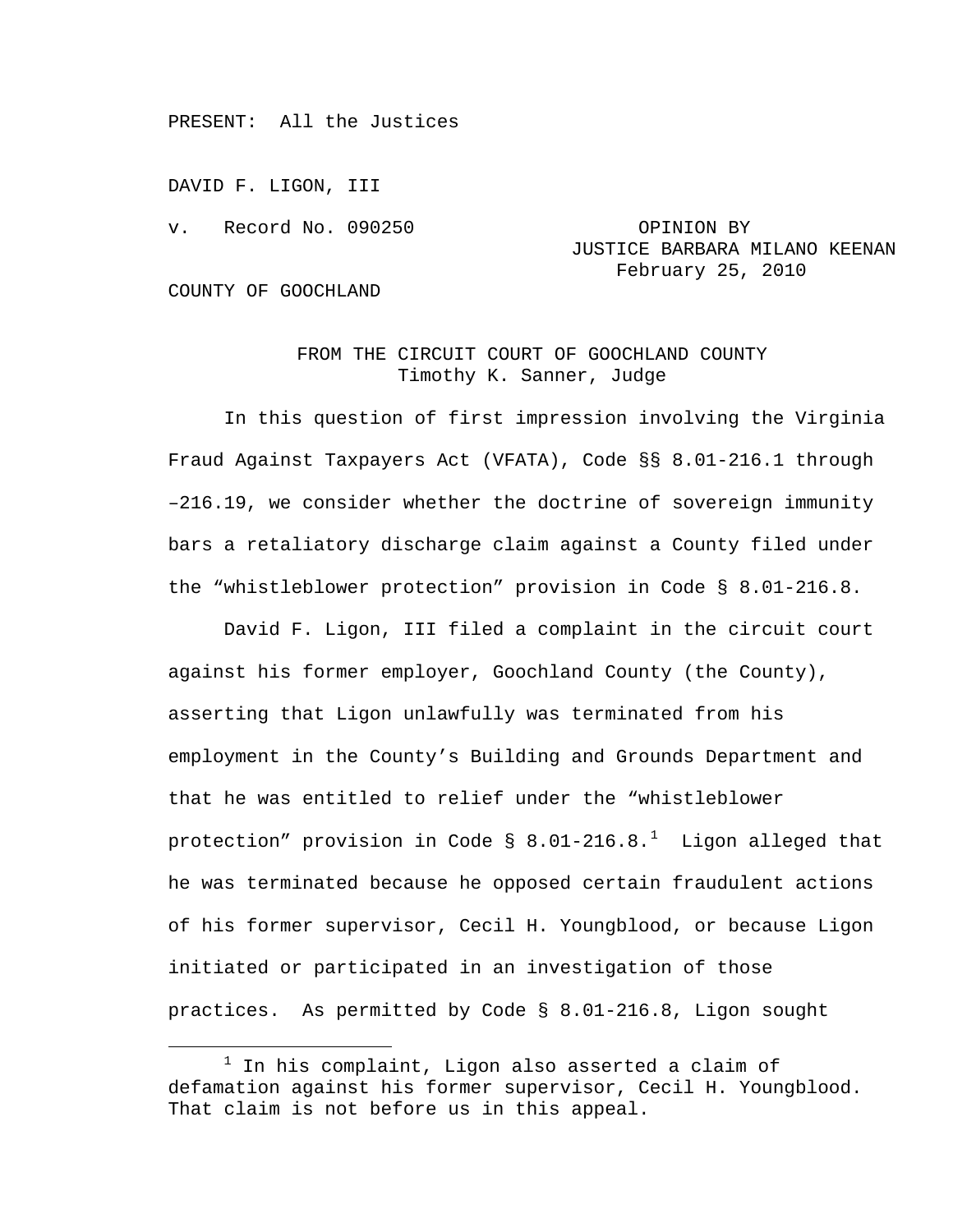PRESENT: All the Justices

DAVID F. LIGON, III

v. Record No. 090250

OPINION BY
JUSTICE BARBARA MILANO KEENAN
February 25, 2010

COUNTY OF GOOCHLAND

FROM THE CIRCUIT COURT OF GOOCHLAND COUNTY
Timothy K. Sanner, Judge

In this question of first impression involving the Virginia Fraud Against Taxpayers Act (VFATA), Code §§ 8.01-216.1 through –216.19, we consider whether the doctrine of sovereign immunity bars a retaliatory discharge claim against a County filed under the "whistleblower protection" provision in Code § 8.01-216.8.

David F. Ligon, III filed a complaint in the circuit court against his former employer, Goochland County (the County), asserting that Ligon unlawfully was terminated from his employment in the County's Building and Grounds Department and that he was entitled to relief under the "whistleblower protection" provision in Code § 8.01-216.8.[1] Ligon alleged that he was terminated because he opposed certain fraudulent actions of his former supervisor, Cecil H. Youngblood, or because Ligon initiated or participated in an investigation of those practices. As permitted by Code § 8.01-216.8, Ligon sought

[1] In his complaint, Ligon also asserted a claim of defamation against his former supervisor, Cecil H. Youngblood. That claim is not before us in this appeal.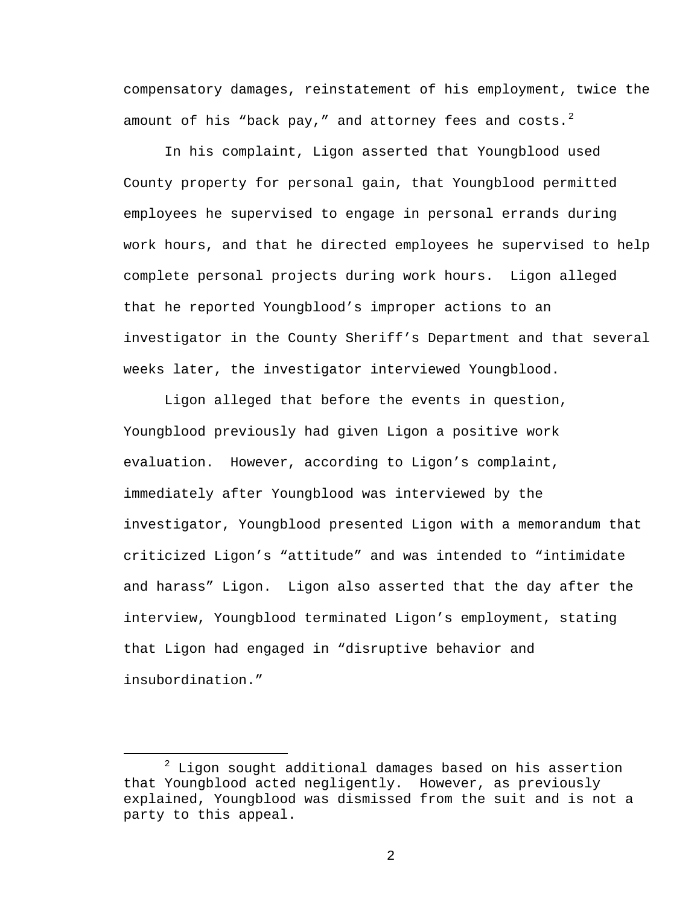compensatory damages, reinstatement of his employment, twice the amount of his "back pay," and attorney fees and costs.[2]

In his complaint, Ligon asserted that Youngblood used County property for personal gain, that Youngblood permitted employees he supervised to engage in personal errands during work hours, and that he directed employees he supervised to help complete personal projects during work hours. Ligon alleged that he reported Youngblood's improper actions to an investigator in the County Sheriff's Department and that several weeks later, the investigator interviewed Youngblood.

Ligon alleged that before the events in question, Youngblood previously had given Ligon a positive work evaluation. However, according to Ligon's complaint, immediately after Youngblood was interviewed by the investigator, Youngblood presented Ligon with a memorandum that criticized Ligon's "attitude" and was intended to "intimidate and harass" Ligon. Ligon also asserted that the day after the interview, Youngblood terminated Ligon's employment, stating that Ligon had engaged in "disruptive behavior and insubordination."

[2] Ligon sought additional damages based on his assertion that Youngblood acted negligently. However, as previously explained, Youngblood was dismissed from the suit and is not a party to this appeal.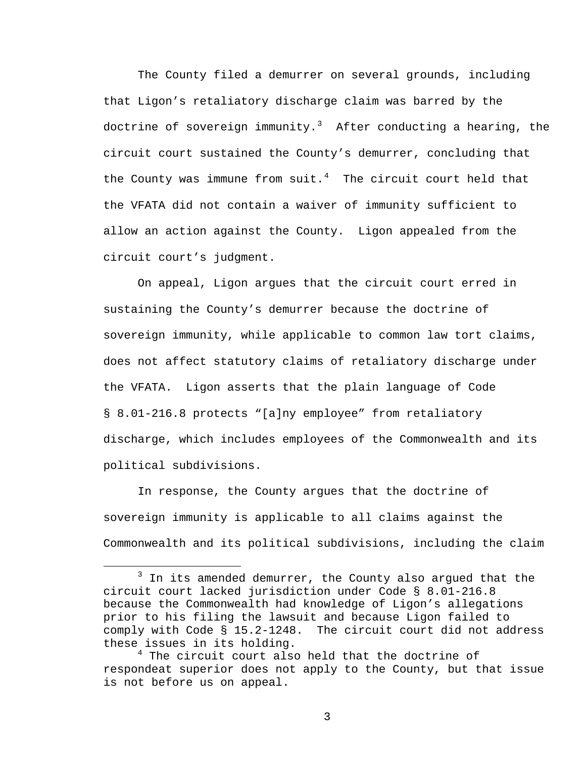The County filed a demurrer on several grounds, including that Ligon's retaliatory discharge claim was barred by the doctrine of sovereign immunity.[3] After conducting a hearing, the circuit court sustained the County's demurrer, concluding that the County was immune from suit.[4] The circuit court held that the VFATA did not contain a waiver of immunity sufficient to allow an action against the County. Ligon appealed from the circuit court's judgment.

On appeal, Ligon argues that the circuit court erred in sustaining the County's demurrer because the doctrine of sovereign immunity, while applicable to common law tort claims, does not affect statutory claims of retaliatory discharge under the VFATA. Ligon asserts that the plain language of Code § 8.01-216.8 protects "[a]ny employee" from retaliatory discharge, which includes employees of the Commonwealth and its political subdivisions.

In response, the County argues that the doctrine of sovereign immunity is applicable to all claims against the Commonwealth and its political subdivisions, including the claim

---

[3] In its amended demurrer, the County also argued that the circuit court lacked jurisdiction under Code § 8.01-216.8 because the Commonwealth had knowledge of Ligon's allegations prior to his filing the lawsuit and because Ligon failed to comply with Code § 15.2-1248. The circuit court did not address these issues in its holding.

[4] The circuit court also held that the doctrine of respondeat superior does not apply to the County, but that issue is not before us on appeal.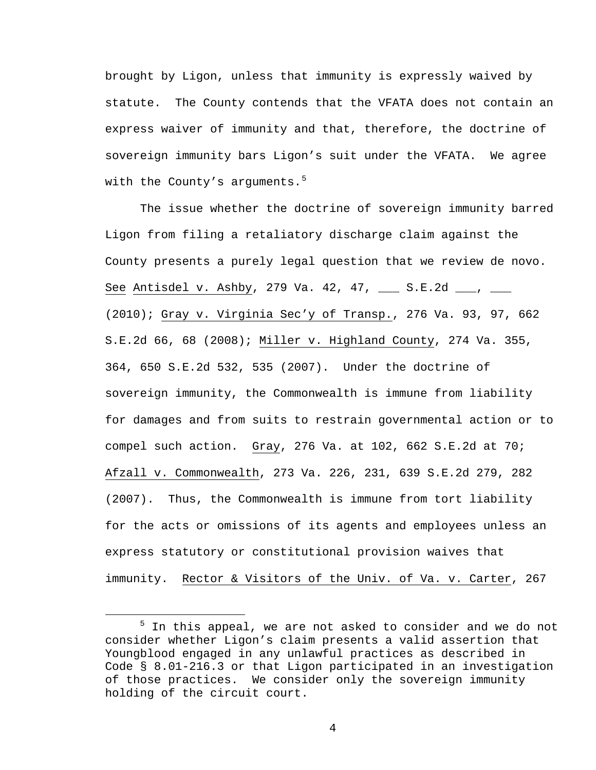brought by Ligon, unless that immunity is expressly waived by statute. The County contends that the VFATA does not contain an express waiver of immunity and that, therefore, the doctrine of sovereign immunity bars Ligon's suit under the VFATA. We agree with the County's arguments.[5]

The issue whether the doctrine of sovereign immunity barred Ligon from filing a retaliatory discharge claim against the County presents a purely legal question that we review de novo. See Antisdel v. Ashby, 279 Va. 42, 47, ___ S.E.2d ___, ___ (2010); Gray v. Virginia Sec'y of Transp., 276 Va. 93, 97, 662 S.E.2d 66, 68 (2008); Miller v. Highland County, 274 Va. 355, 364, 650 S.E.2d 532, 535 (2007). Under the doctrine of sovereign immunity, the Commonwealth is immune from liability for damages and from suits to restrain governmental action or to compel such action. Gray, 276 Va. at 102, 662 S.E.2d at 70; Afzall v. Commonwealth, 273 Va. 226, 231, 639 S.E.2d 279, 282 (2007). Thus, the Commonwealth is immune from tort liability for the acts or omissions of its agents and employees unless an express statutory or constitutional provision waives that immunity. Rector & Visitors of the Univ. of Va. v. Carter, 267

---

[5] In this appeal, we are not asked to consider and we do not consider whether Ligon's claim presents a valid assertion that Youngblood engaged in any unlawful practices as described in Code § 8.01-216.3 or that Ligon participated in an investigation of those practices. We consider only the sovereign immunity holding of the circuit court.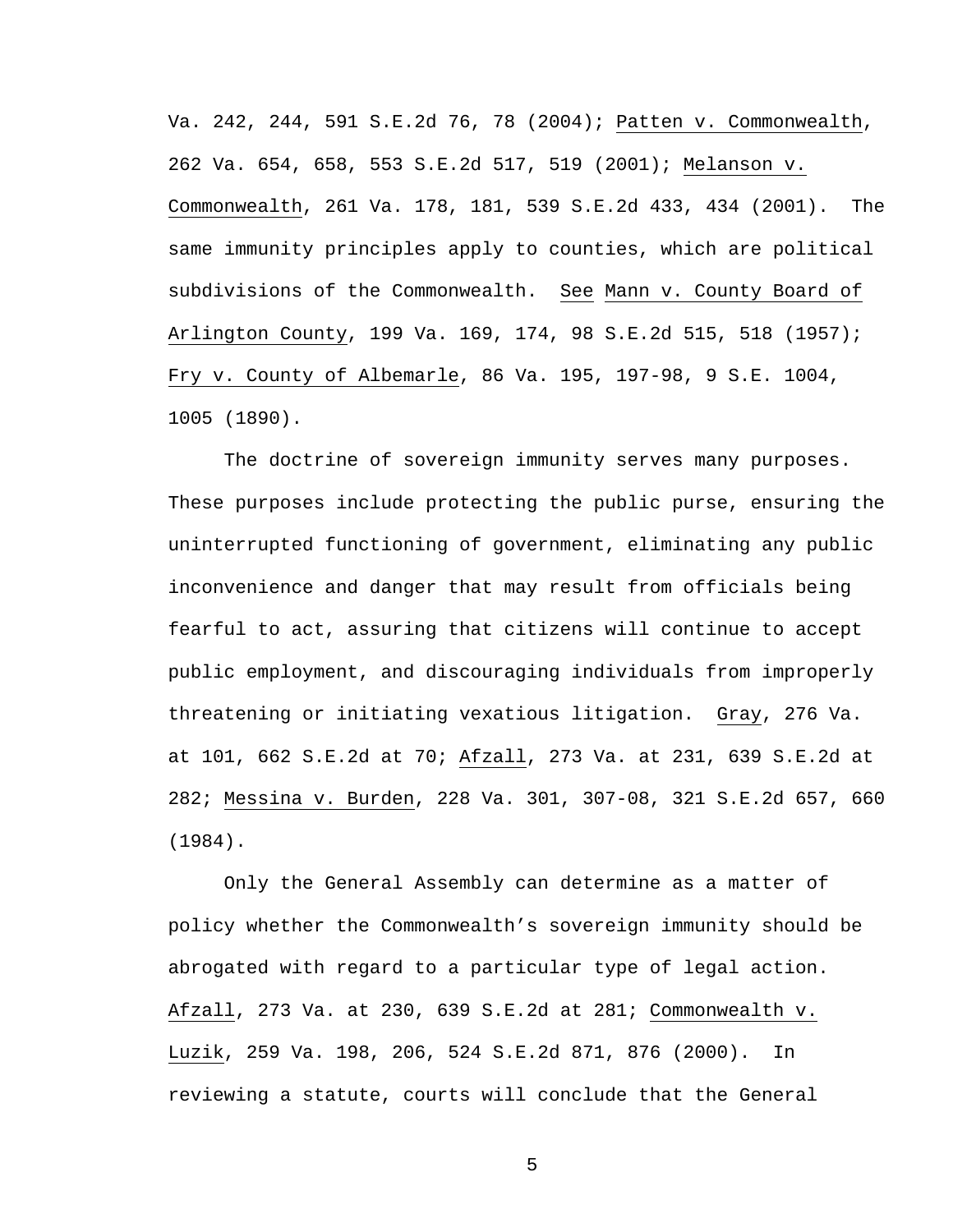Va. 242, 244, 591 S.E.2d 76, 78 (2004); Patten v. Commonwealth, 262 Va. 654, 658, 553 S.E.2d 517, 519 (2001); Melanson v. Commonwealth, 261 Va. 178, 181, 539 S.E.2d 433, 434 (2001). The same immunity principles apply to counties, which are political subdivisions of the Commonwealth. See Mann v. County Board of Arlington County, 199 Va. 169, 174, 98 S.E.2d 515, 518 (1957); Fry v. County of Albemarle, 86 Va. 195, 197-98, 9 S.E. 1004, 1005 (1890).

The doctrine of sovereign immunity serves many purposes. These purposes include protecting the public purse, ensuring the uninterrupted functioning of government, eliminating any public inconvenience and danger that may result from officials being fearful to act, assuring that citizens will continue to accept public employment, and discouraging individuals from improperly threatening or initiating vexatious litigation. Gray, 276 Va. at 101, 662 S.E.2d at 70; Afzall, 273 Va. at 231, 639 S.E.2d at 282; Messina v. Burden, 228 Va. 301, 307-08, 321 S.E.2d 657, 660 (1984).

Only the General Assembly can determine as a matter of policy whether the Commonwealth's sovereign immunity should be abrogated with regard to a particular type of legal action. Afzall, 273 Va. at 230, 639 S.E.2d at 281; Commonwealth v. Luzik, 259 Va. 198, 206, 524 S.E.2d 871, 876 (2000). In reviewing a statute, courts will conclude that the General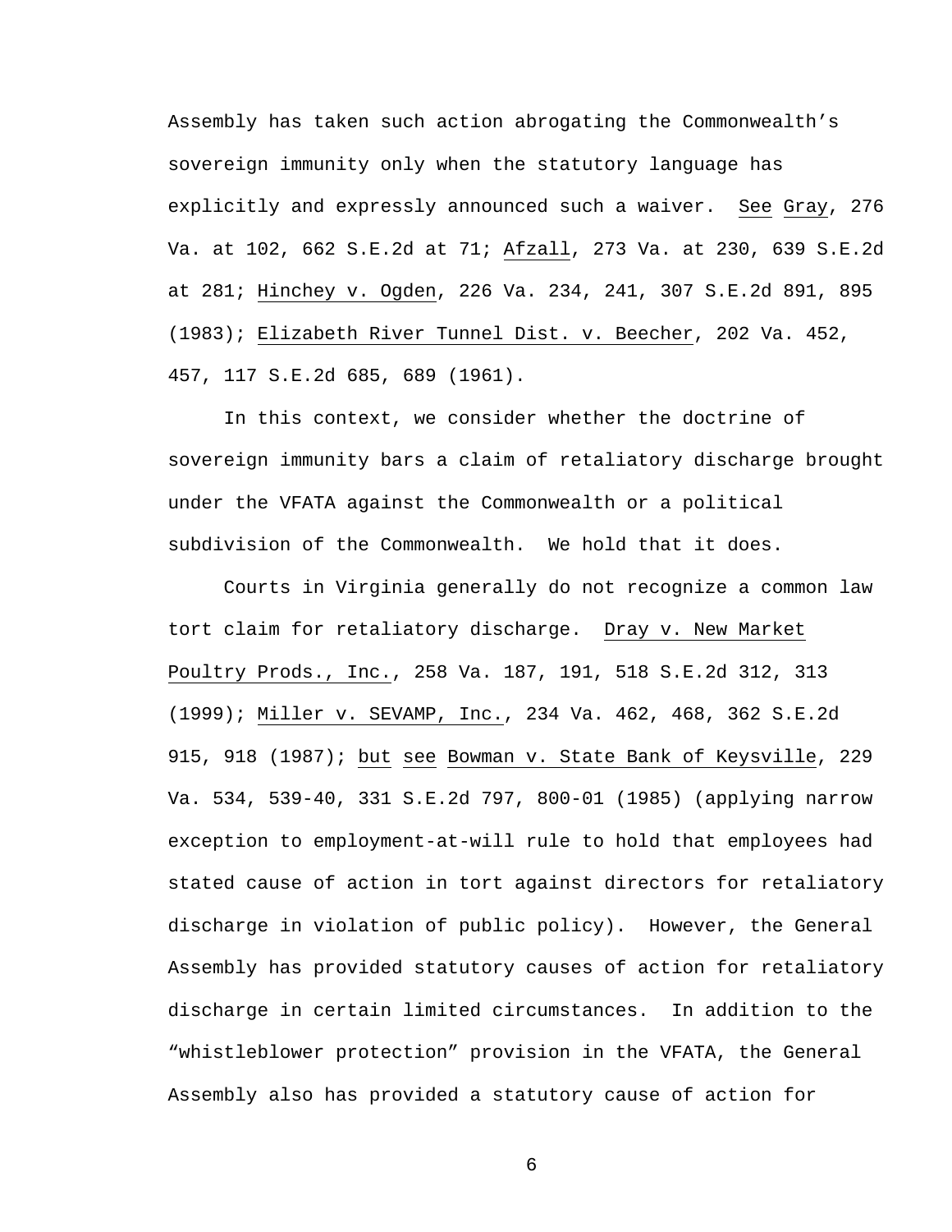Assembly has taken such action abrogating the Commonwealth's sovereign immunity only when the statutory language has explicitly and expressly announced such a waiver. See Gray, 276 Va. at 102, 662 S.E.2d at 71; Afzall, 273 Va. at 230, 639 S.E.2d at 281; Hinchey v. Ogden, 226 Va. 234, 241, 307 S.E.2d 891, 895 (1983); Elizabeth River Tunnel Dist. v. Beecher, 202 Va. 452, 457, 117 S.E.2d 685, 689 (1961).

In this context, we consider whether the doctrine of sovereign immunity bars a claim of retaliatory discharge brought under the VFATA against the Commonwealth or a political subdivision of the Commonwealth. We hold that it does.

Courts in Virginia generally do not recognize a common law tort claim for retaliatory discharge. Dray v. New Market Poultry Prods., Inc., 258 Va. 187, 191, 518 S.E.2d 312, 313 (1999); Miller v. SEVAMP, Inc., 234 Va. 462, 468, 362 S.E.2d 915, 918 (1987); but see Bowman v. State Bank of Keysville, 229 Va. 534, 539-40, 331 S.E.2d 797, 800-01 (1985) (applying narrow exception to employment-at-will rule to hold that employees had stated cause of action in tort against directors for retaliatory discharge in violation of public policy). However, the General Assembly has provided statutory causes of action for retaliatory discharge in certain limited circumstances. In addition to the "whistleblower protection" provision in the VFATA, the General Assembly also has provided a statutory cause of action for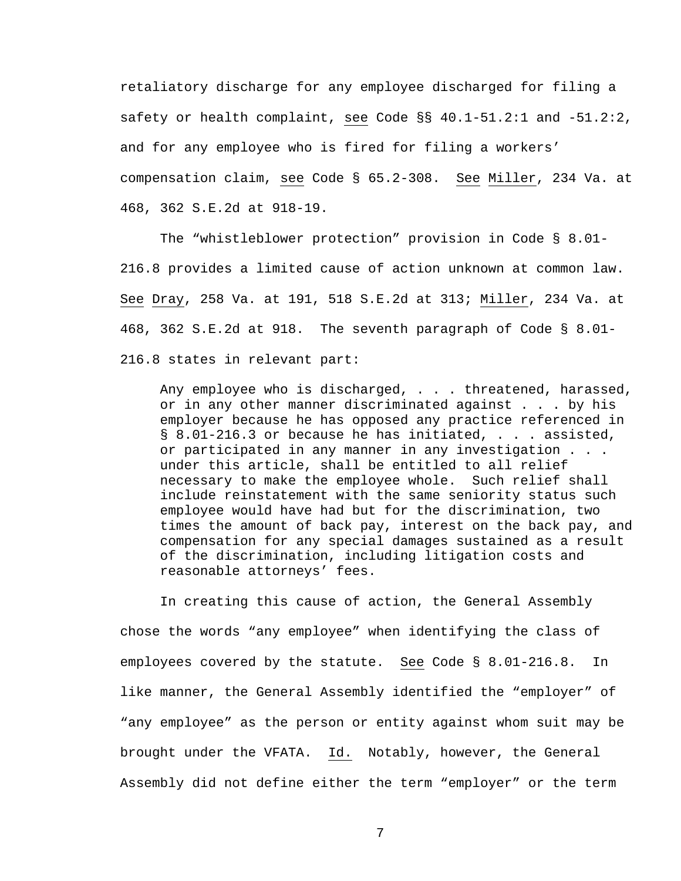retaliatory discharge for any employee discharged for filing a safety or health complaint, see Code §§ 40.1-51.2:1 and -51.2:2, and for any employee who is fired for filing a workers' compensation claim, see Code § 65.2-308. See Miller, 234 Va. at 468, 362 S.E.2d at 918-19.

The "whistleblower protection" provision in Code § 8.01-216.8 provides a limited cause of action unknown at common law. See Dray, 258 Va. at 191, 518 S.E.2d at 313; Miller, 234 Va. at 468, 362 S.E.2d at 918. The seventh paragraph of Code § 8.01-216.8 states in relevant part:

> Any employee who is discharged, . . . threatened, harassed, or in any other manner discriminated against . . . by his employer because he has opposed any practice referenced in § 8.01-216.3 or because he has initiated, . . . assisted, or participated in any manner in any investigation . . . under this article, shall be entitled to all relief necessary to make the employee whole. Such relief shall include reinstatement with the same seniority status such employee would have had but for the discrimination, two times the amount of back pay, interest on the back pay, and compensation for any special damages sustained as a result of the discrimination, including litigation costs and reasonable attorneys' fees.

In creating this cause of action, the General Assembly chose the words "any employee" when identifying the class of employees covered by the statute. See Code § 8.01-216.8. In like manner, the General Assembly identified the "employer" of "any employee" as the person or entity against whom suit may be brought under the VFATA. Id. Notably, however, the General Assembly did not define either the term "employer" or the term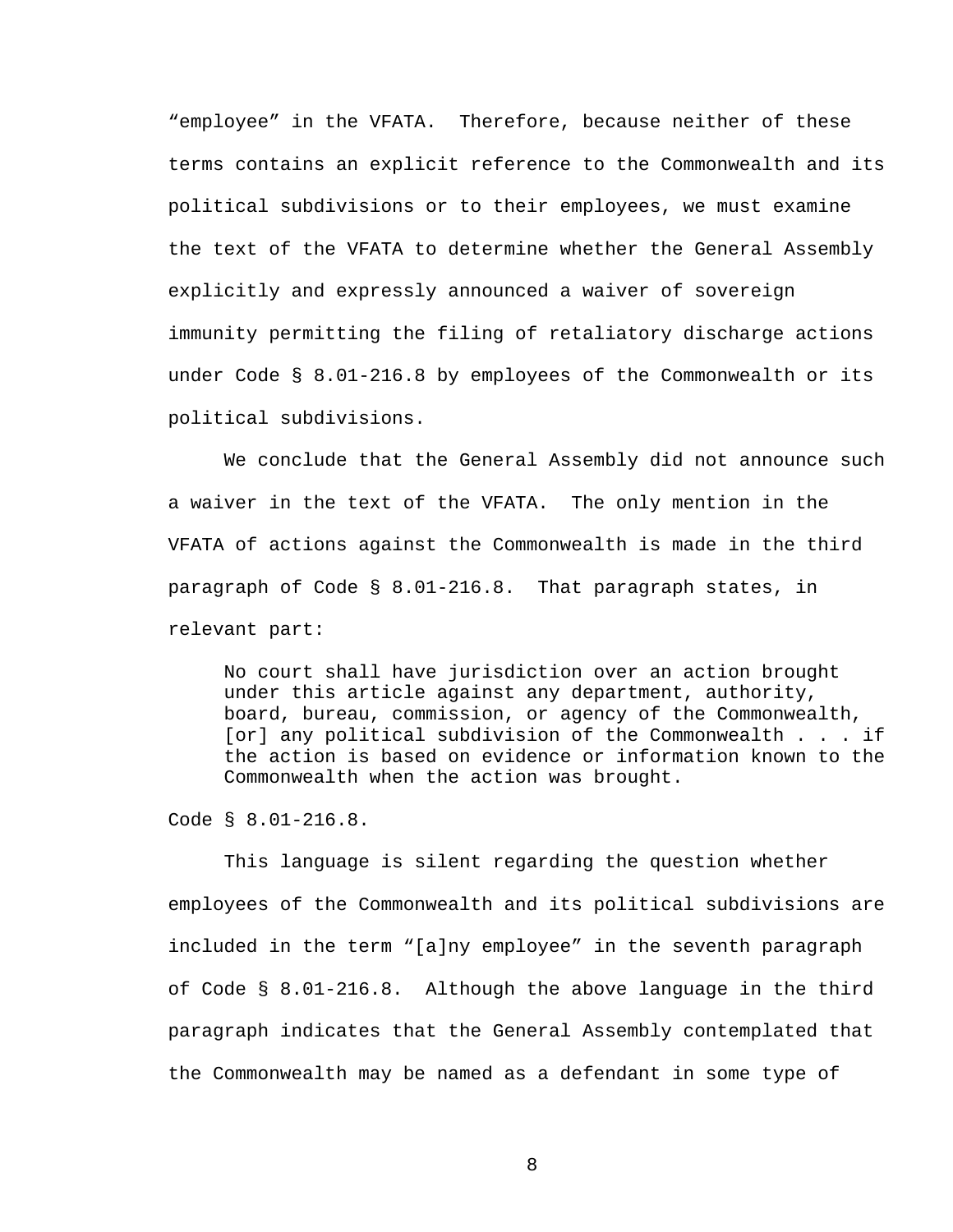"employee" in the VFATA. Therefore, because neither of these terms contains an explicit reference to the Commonwealth and its political subdivisions or to their employees, we must examine the text of the VFATA to determine whether the General Assembly explicitly and expressly announced a waiver of sovereign immunity permitting the filing of retaliatory discharge actions under Code § 8.01-216.8 by employees of the Commonwealth or its political subdivisions.

We conclude that the General Assembly did not announce such a waiver in the text of the VFATA. The only mention in the VFATA of actions against the Commonwealth is made in the third paragraph of Code § 8.01-216.8. That paragraph states, in relevant part:

> No court shall have jurisdiction over an action brought under this article against any department, authority, board, bureau, commission, or agency of the Commonwealth, [or] any political subdivision of the Commonwealth . . . if the action is based on evidence or information known to the Commonwealth when the action was brought.

Code § 8.01-216.8.

This language is silent regarding the question whether employees of the Commonwealth and its political subdivisions are included in the term "[a]ny employee" in the seventh paragraph of Code § 8.01-216.8. Although the above language in the third paragraph indicates that the General Assembly contemplated that the Commonwealth may be named as a defendant in some type of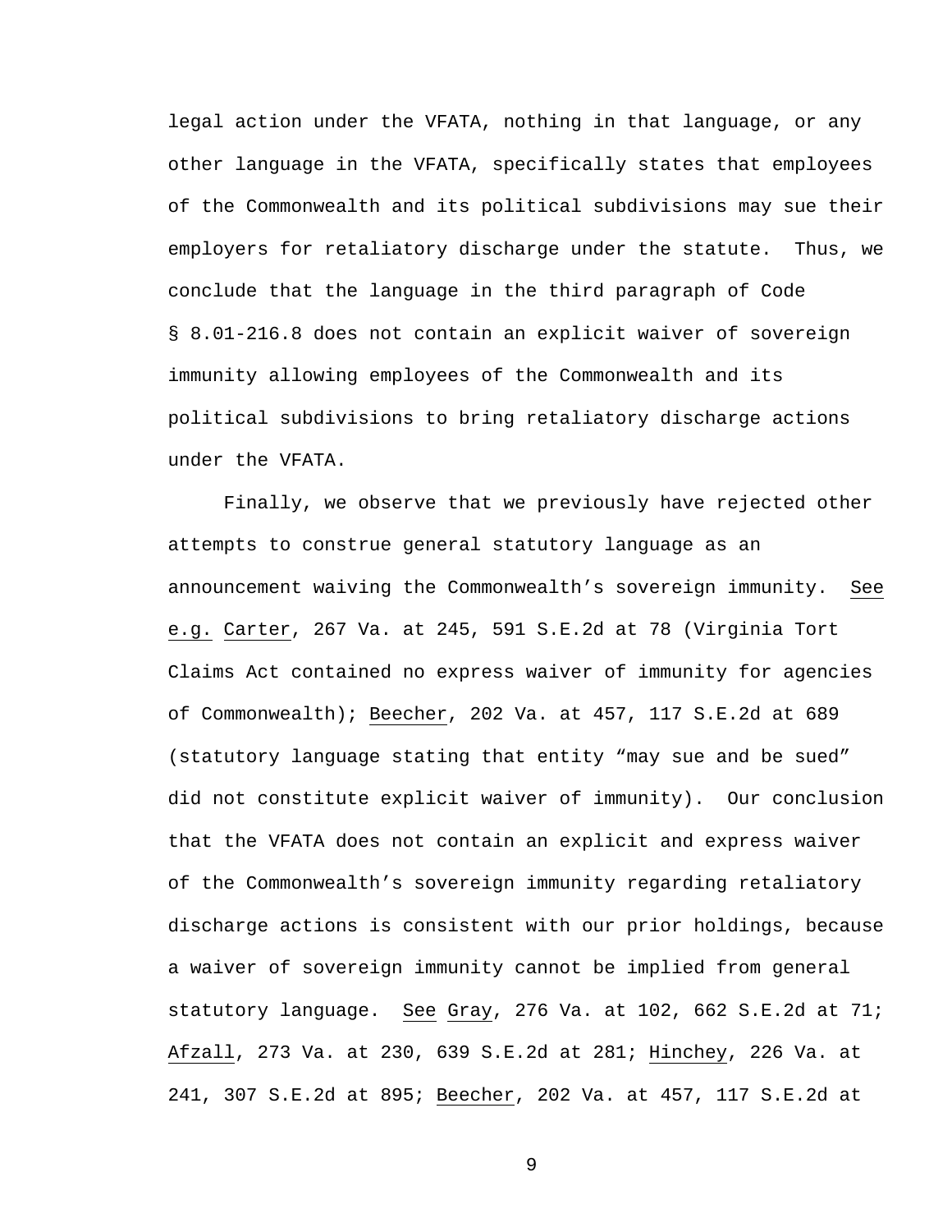legal action under the VFATA, nothing in that language, or any other language in the VFATA, specifically states that employees of the Commonwealth and its political subdivisions may sue their employers for retaliatory discharge under the statute. Thus, we conclude that the language in the third paragraph of Code § 8.01-216.8 does not contain an explicit waiver of sovereign immunity allowing employees of the Commonwealth and its political subdivisions to bring retaliatory discharge actions under the VFATA.

Finally, we observe that we previously have rejected other attempts to construe general statutory language as an announcement waiving the Commonwealth's sovereign immunity. See e.g. Carter, 267 Va. at 245, 591 S.E.2d at 78 (Virginia Tort Claims Act contained no express waiver of immunity for agencies of Commonwealth); Beecher, 202 Va. at 457, 117 S.E.2d at 689 (statutory language stating that entity "may sue and be sued" did not constitute explicit waiver of immunity). Our conclusion that the VFATA does not contain an explicit and express waiver of the Commonwealth's sovereign immunity regarding retaliatory discharge actions is consistent with our prior holdings, because a waiver of sovereign immunity cannot be implied from general statutory language. See Gray, 276 Va. at 102, 662 S.E.2d at 71; Afzall, 273 Va. at 230, 639 S.E.2d at 281; Hinchey, 226 Va. at 241, 307 S.E.2d at 895; Beecher, 202 Va. at 457, 117 S.E.2d at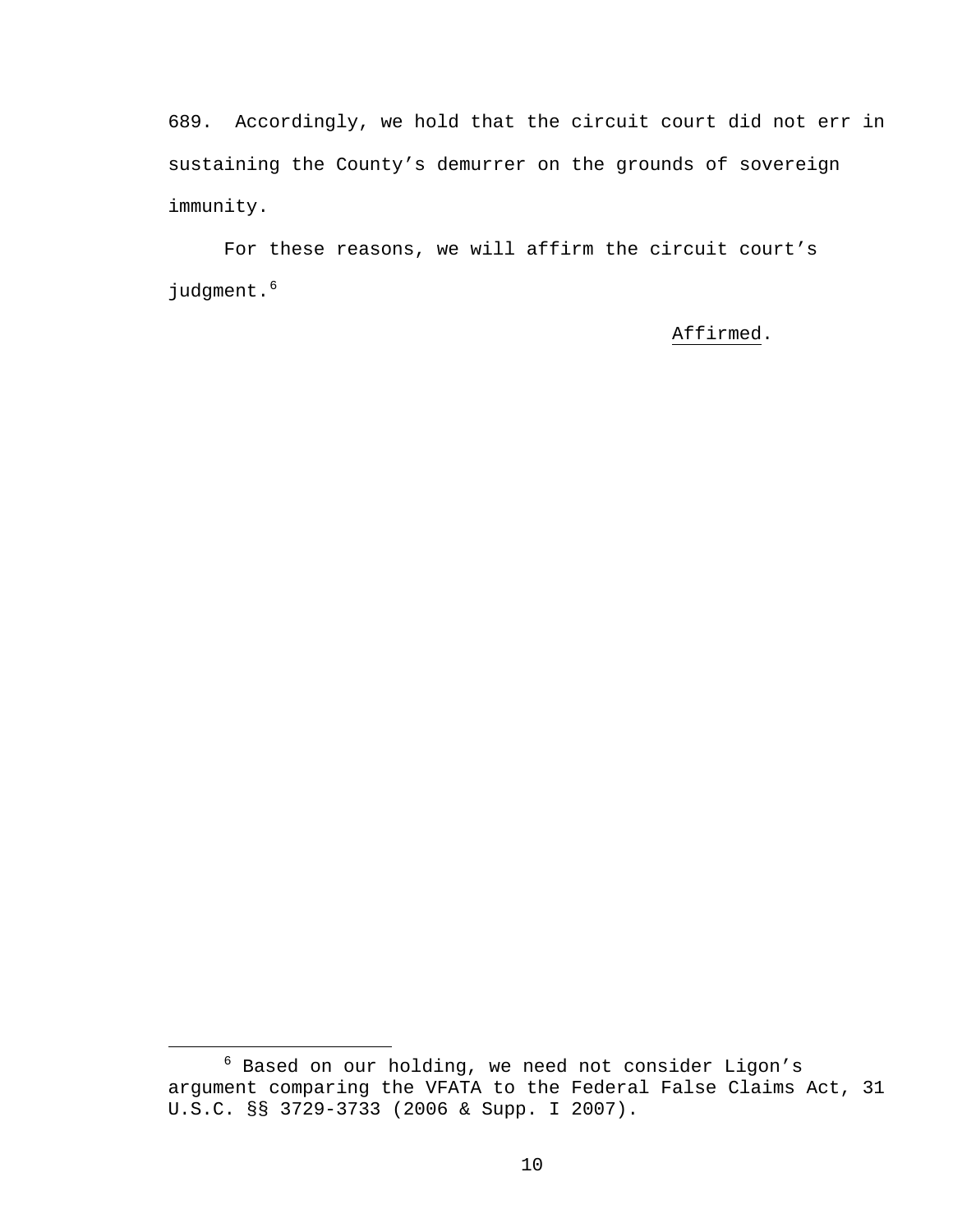689. Accordingly, we hold that the circuit court did not err in sustaining the County's demurrer on the grounds of sovereign immunity.

For these reasons, we will affirm the circuit court's judgment.[6]

Affirmed.

---

[6] Based on our holding, we need not consider Ligon's argument comparing the VFATA to the Federal False Claims Act, 31 U.S.C. §§ 3729-3733 (2006 & Supp. I 2007).